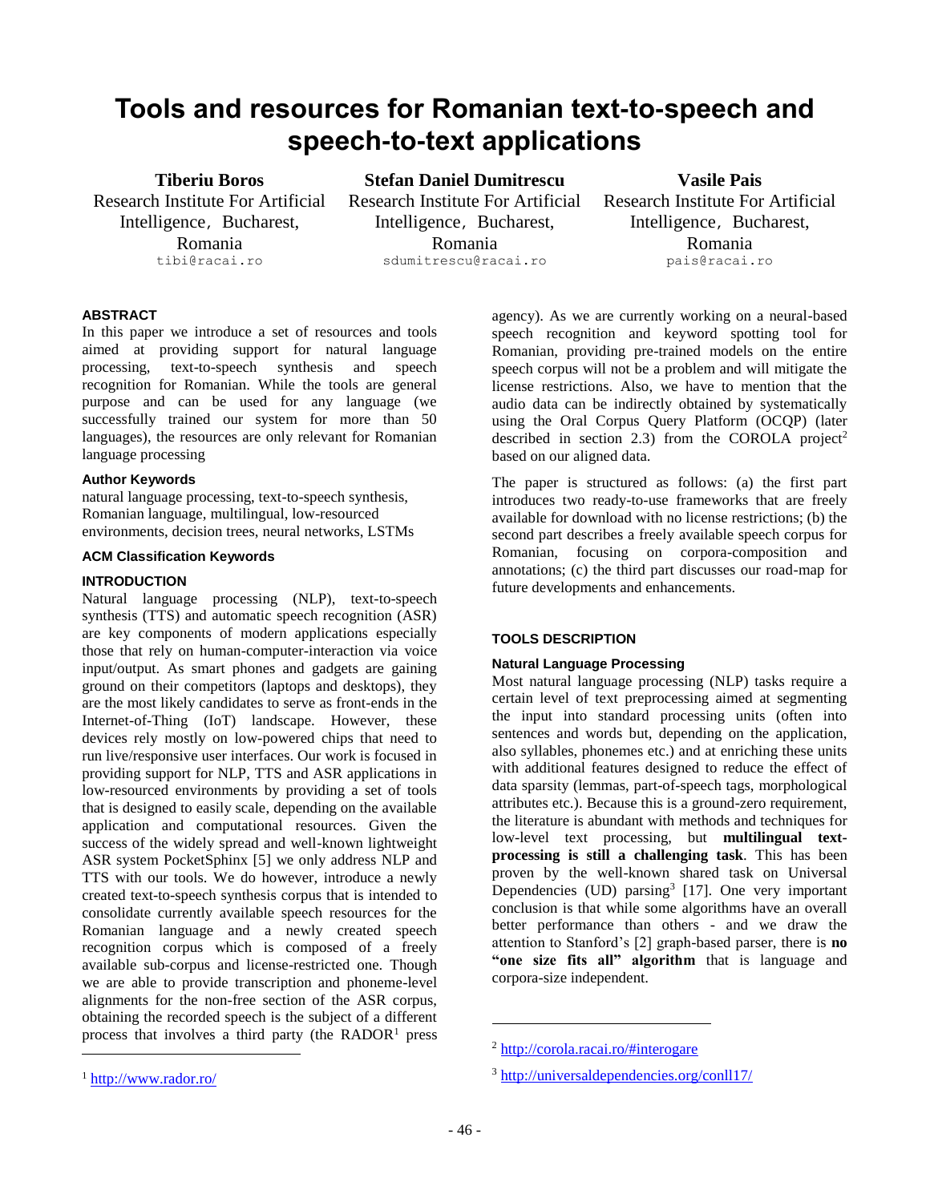# Tools and resources for Romanian text-to-speech and speech-to-text applications

**Tiberiu Boros**
Research Institute For Artificial Intelligence, Bucharest, Romania
tibi@racai.ro

**Stefan Daniel Dumitrescu**
Research Institute For Artificial Intelligence, Bucharest, Romania
sdumitrescu@racai.ro

**Vasile Pais**
Research Institute For Artificial Intelligence, Bucharest, Romania
pais@racai.ro

## ABSTRACT

In this paper we introduce a set of resources and tools aimed at providing support for natural language processing, text-to-speech synthesis and speech recognition for Romanian. While the tools are general purpose and can be used for any language (we successfully trained our system for more than 50 languages), the resources are only relevant for Romanian language processing

### Author Keywords

natural language processing, text-to-speech synthesis, Romanian language, multilingual, low-resourced environments, decision trees, neural networks, LSTMs

### ACM Classification Keywords

## INTRODUCTION

Natural language processing (NLP), text-to-speech synthesis (TTS) and automatic speech recognition (ASR) are key components of modern applications especially those that rely on human-computer-interaction via voice input/output. As smart phones and gadgets are gaining ground on their competitors (laptops and desktops), they are the most likely candidates to serve as front-ends in the Internet-of-Thing (IoT) landscape. However, these devices rely mostly on low-powered chips that need to run live/responsive user interfaces. Our work is focused in providing support for NLP, TTS and ASR applications in low-resourced environments by providing a set of tools that is designed to easily scale, depending on the available application and computational resources. Given the success of the widely spread and well-known lightweight ASR system PocketSphinx [5] we only address NLP and TTS with our tools. We do however, introduce a newly created text-to-speech synthesis corpus that is intended to consolidate currently available speech resources for the Romanian language and a newly created speech recognition corpus which is composed of a freely available sub-corpus and license-restricted one. Though we are able to provide transcription and phoneme-level alignments for the non-free section of the ASR corpus, obtaining the recorded speech is the subject of a different process that involves a third party (the RADOR[1] press agency). As we are currently working on a neural-based speech recognition and keyword spotting tool for Romanian, providing pre-trained models on the entire speech corpus will not be a problem and will mitigate the license restrictions. Also, we have to mention that the audio data can be indirectly obtained by systematically using the Oral Corpus Query Platform (OCQP) (later described in section 2.3) from the COROLA project[2] based on our aligned data.

The paper is structured as follows: (a) the first part introduces two ready-to-use frameworks that are freely available for download with no license restrictions; (b) the second part describes a freely available speech corpus for Romanian, focusing on corpora-composition and annotations; (c) the third part discusses our road-map for future developments and enhancements.

## TOOLS DESCRIPTION

### Natural Language Processing

Most natural language processing (NLP) tasks require a certain level of text preprocessing aimed at segmenting the input into standard processing units (often into sentences and words but, depending on the application, also syllables, phonemes etc.) and at enriching these units with additional features designed to reduce the effect of data sparsity (lemmas, part-of-speech tags, morphological attributes etc.). Because this is a ground-zero requirement, the literature is abundant with methods and techniques for low-level text processing, but **multilingual text-processing is still a challenging task**. This has been proven by the well-known shared task on Universal Dependencies (UD) parsing[3] [17]. One very important conclusion is that while some algorithms have an overall better performance than others - and we draw the attention to Stanford's [2] graph-based parser, there is **no "one size fits all" algorithm** that is language and corpora-size independent.

[1] http://www.rador.ro/

[2] http://corola.racai.ro/#interogare

[3] http://universaldependencies.org/conll17/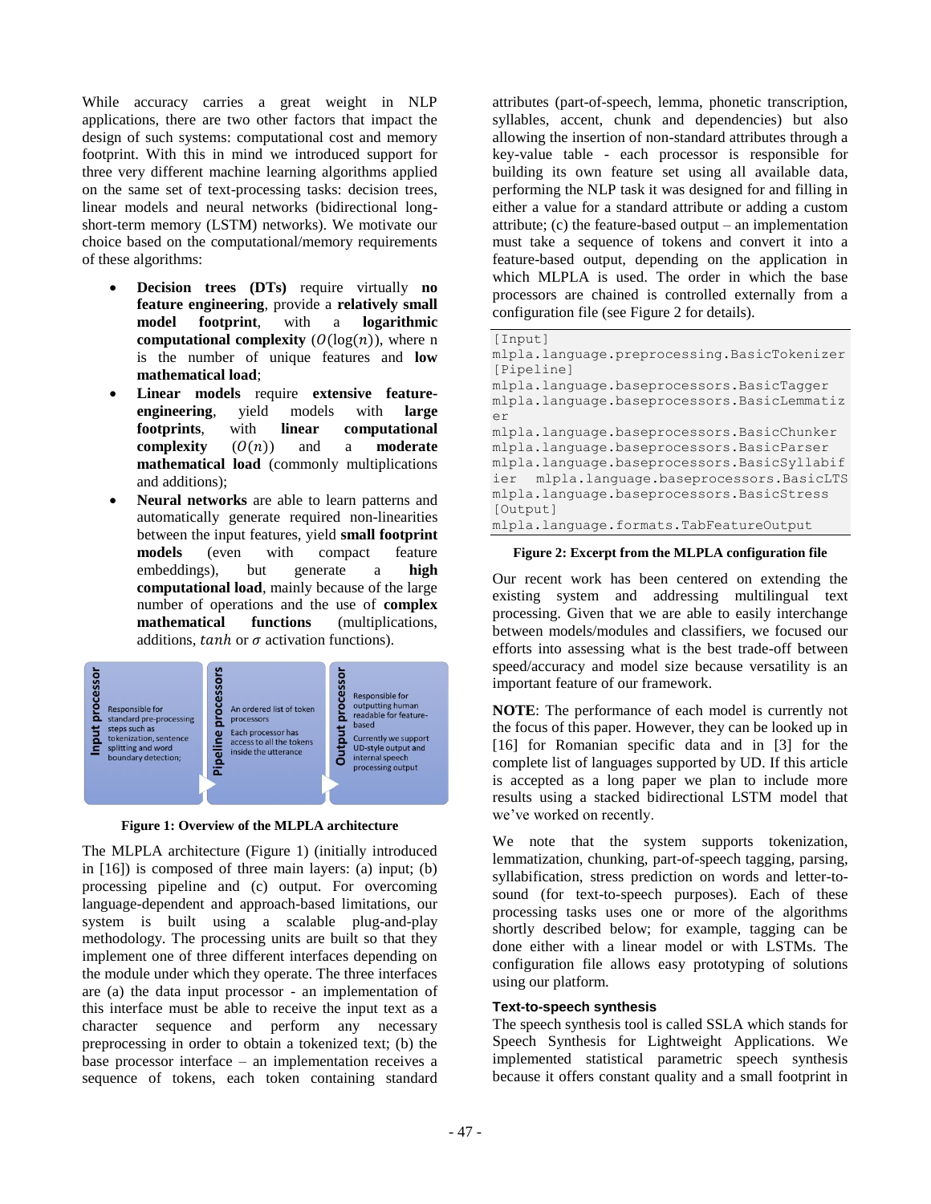While accuracy carries a great weight in NLP applications, there are two other factors that impact the design of such systems: computational cost and memory footprint. With this in mind we introduced support for three very different machine learning algorithms applied on the same set of text-processing tasks: decision trees, linear models and neural networks (bidirectional long-short-term memory (LSTM) networks). We motivate our choice based on the computational/memory requirements of these algorithms:

- **Decision trees (DTs)** require virtually **no feature engineering**, provide a **relatively small model footprint**, with a **logarithmic computational complexity** ($O(\log(n))$, where n is the number of unique features and **low mathematical load**;
- **Linear models** require **extensive feature-engineering**, yield models with **large footprints**, with **linear computational complexity** ($O(n)$) and a **moderate mathematical load** (commonly multiplications and additions);
- **Neural networks** are able to learn patterns and automatically generate required non-linearities between the input features, yield **small footprint models** (even with compact feature embeddings), but generate a **high computational load**, mainly because of the large number of operations and the use of **complex mathematical functions** (multiplications, additions, $tanh$ or $\sigma$ activation functions).

| Input processor | Pipeline processors | Output processor |
| --- | --- | --- |
| Responsible for standard pre-processing steps such as tokenization, sentence splitting and word boundary detection; | An ordered list of token processors. Each processor has access to all the tokens inside the utterance | Responsible for outputting human readable for feature-based. Currently we support UD-style output and internal speech processing output |

**Figure 1: Overview of the MLPLA architecture**

The MLPLA architecture (Figure 1) (initially introduced in [16]) is composed of three main layers: (a) input; (b) processing pipeline and (c) output. For overcoming language-dependent and approach-based limitations, our system is built using a scalable plug-and-play methodology. The processing units are built so that they implement one of three different interfaces depending on the module under which they operate. The three interfaces are (a) the data input processor - an implementation of this interface must be able to receive the input text as a character sequence and perform any necessary preprocessing in order to obtain a tokenized text; (b) the base processor interface – an implementation receives a sequence of tokens, each token containing standard attributes (part-of-speech, lemma, phonetic transcription, syllables, accent, chunk and dependencies) but also allowing the insertion of non-standard attributes through a key-value table - each processor is responsible for building its own feature set using all available data, performing the NLP task it was designed for and filling in either a value for a standard attribute or adding a custom attribute; (c) the feature-based output – an implementation must take a sequence of tokens and convert it into a feature-based output, depending on the application in which MLPLA is used. The order in which the base processors are chained is controlled externally from a configuration file (see Figure 2 for details).

```
[Input]
mlpla.language.preprocessing.BasicTokenizer
[Pipeline]
mlpla.language.baseprocessors.BasicTagger
mlpla.language.baseprocessors.BasicLemmatizer
mlpla.language.baseprocessors.BasicChunker
mlpla.language.baseprocessors.BasicParser
mlpla.language.baseprocessors.BasicSyllabifier  mlpla.language.baseprocessors.BasicLTS
mlpla.language.baseprocessors.BasicStress
[Output]
mlpla.language.formats.TabFeatureOutput
```

**Figure 2: Excerpt from the MLPLA configuration file**

Our recent work has been centered on extending the existing system and addressing multilingual text processing. Given that we are able to easily interchange between models/modules and classifiers, we focused our efforts into assessing what is the best trade-off between speed/accuracy and model size because versatility is an important feature of our framework.

**NOTE**: The performance of each model is currently not the focus of this paper. However, they can be looked up in [16] for Romanian specific data and in [3] for the complete list of languages supported by UD. If this article is accepted as a long paper we plan to include more results using a stacked bidirectional LSTM model that we've worked on recently.

We note that the system supports tokenization, lemmatization, chunking, part-of-speech tagging, parsing, syllabification, stress prediction on words and letter-to-sound (for text-to-speech purposes). Each of these processing tasks uses one or more of the algorithms shortly described below; for example, tagging can be done either with a linear model or with LSTMs. The configuration file allows easy prototyping of solutions using our platform.

### Text-to-speech synthesis

The speech synthesis tool is called SSLA which stands for Speech Synthesis for Lightweight Applications. We implemented statistical parametric speech synthesis because it offers constant quality and a small footprint in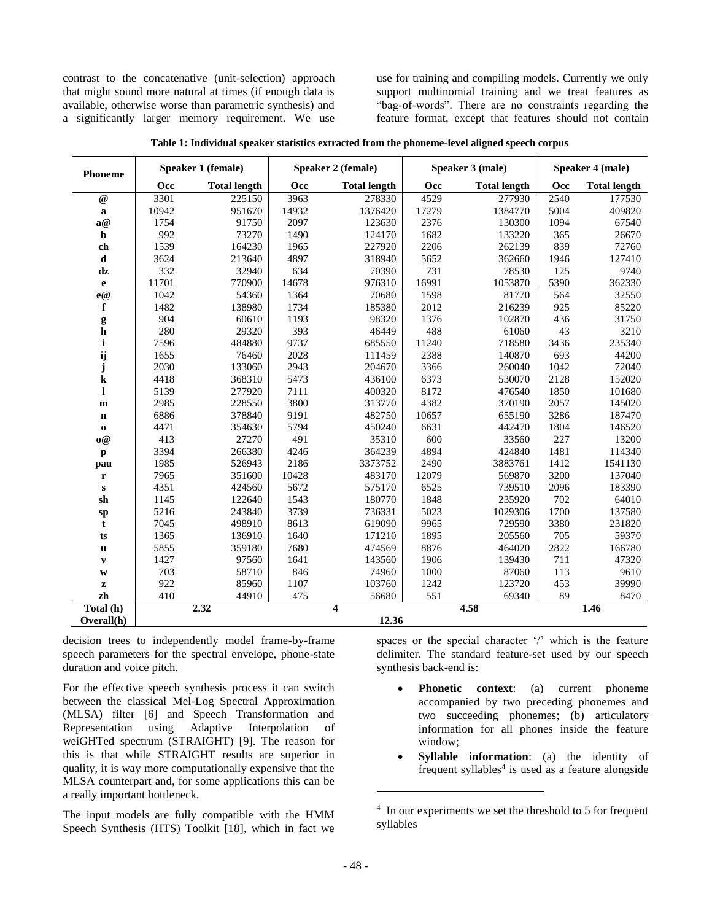contrast to the concatenative (unit-selection) approach that might sound more natural at times (if enough data is available, otherwise worse than parametric synthesis) and a significantly larger memory requirement. We use decision trees to independently model frame-by-frame speech parameters for the spectral envelope, phone-state duration and voice pitch.

**Table 1: Individual speaker statistics extracted from the phoneme-level aligned speech corpus**

| Phoneme | Speaker 1 (female) | | Speaker 2 (female) | | Speaker 3 (male) | | Speaker 4 (male) | |
|---|---|---|---|---|---|---|---|---|
| | Occ | Total length | Occ | Total length | Occ | Total length | Occ | Total length |
| @ | 3301 | 225150 | 3963 | 278330 | 4529 | 277930 | 2540 | 177530 |
| a | 10942 | 951670 | 14932 | 1376420 | 17279 | 1384770 | 5004 | 409820 |
| a@ | 1754 | 91750 | 2097 | 123630 | 2376 | 130300 | 1094 | 67540 |
| b | 992 | 73270 | 1490 | 124170 | 1682 | 133220 | 365 | 26670 |
| ch | 1539 | 164230 | 1965 | 227920 | 2206 | 262139 | 839 | 72760 |
| d | 3624 | 213640 | 4897 | 318940 | 5652 | 362660 | 1946 | 127410 |
| dz | 332 | 32940 | 634 | 70390 | 731 | 78530 | 125 | 9740 |
| e | 11701 | 770900 | 14678 | 976310 | 16991 | 1053870 | 5390 | 362330 |
| e@ | 1042 | 54360 | 1364 | 70680 | 1598 | 81770 | 564 | 32550 |
| f | 1482 | 138980 | 1734 | 185380 | 2012 | 216239 | 925 | 85220 |
| g | 904 | 60610 | 1193 | 98320 | 1376 | 102870 | 436 | 31750 |
| h | 280 | 29320 | 393 | 46449 | 488 | 61060 | 43 | 3210 |
| i | 7596 | 484880 | 9737 | 685550 | 11240 | 718580 | 3436 | 235340 |
| ij | 1655 | 76460 | 2028 | 111459 | 2388 | 140870 | 693 | 44200 |
| j | 2030 | 133060 | 2943 | 204670 | 3366 | 260040 | 1042 | 72040 |
| k | 4418 | 368310 | 5473 | 436100 | 6373 | 530070 | 2128 | 152020 |
| l | 5139 | 277920 | 7111 | 400320 | 8172 | 476540 | 1850 | 101680 |
| m | 2985 | 228550 | 3800 | 313770 | 4382 | 370190 | 2057 | 145020 |
| n | 6886 | 378840 | 9191 | 482750 | 10657 | 655190 | 3286 | 187470 |
| o | 4471 | 354630 | 5794 | 450240 | 6631 | 442470 | 1804 | 146520 |
| o@ | 413 | 27270 | 491 | 35310 | 600 | 33560 | 227 | 13200 |
| p | 3394 | 266380 | 4246 | 364239 | 4894 | 424840 | 1481 | 114340 |
| pau | 1985 | 526943 | 2186 | 3373752 | 2490 | 3883761 | 1412 | 1541130 |
| r | 7965 | 351600 | 10428 | 483170 | 12079 | 569870 | 3200 | 137040 |
| s | 4351 | 424560 | 5672 | 575170 | 6525 | 739510 | 2096 | 183390 |
| sh | 1145 | 122640 | 1543 | 180770 | 1848 | 235920 | 702 | 64010 |
| sp | 5216 | 243840 | 3739 | 736331 | 5023 | 1029306 | 1700 | 137580 |
| t | 7045 | 498910 | 8613 | 619090 | 9965 | 729590 | 3380 | 231820 |
| ts | 1365 | 136910 | 1640 | 171210 | 1895 | 205560 | 705 | 59370 |
| u | 5855 | 359180 | 7680 | 474569 | 8876 | 464020 | 2822 | 166780 |
| v | 1427 | 97560 | 1641 | 143560 | 1906 | 139430 | 711 | 47320 |
| w | 703 | 58710 | 846 | 74960 | 1000 | 87060 | 113 | 9610 |
| z | 922 | 85960 | 1107 | 103760 | 1242 | 123720 | 453 | 39990 |
| zh | 410 | 44910 | 475 | 56680 | 551 | 69340 | 89 | 8470 |
| Total (h) | 2.32 | | 4 | | 4.58 | | 1.46 | |
| Overall(h) | 12.36 | | | | | | | |

For the effective speech synthesis process it can switch between the classical Mel-Log Spectral Approximation (MLSA) filter [6] and Speech Transformation and Representation using Adaptive Interpolation of weiGHTed spectrum (STRAIGHT) [9]. The reason for this is that while STRAIGHT results are superior in quality, it is way more computationally expensive that the MLSA counterpart and, for some applications this can be a really important bottleneck.

The input models are fully compatible with the HMM Speech Synthesis (HTS) Toolkit [18], which in fact we use for training and compiling models. Currently we only support multinomial training and we treat features as "bag-of-words". There are no constraints regarding the feature format, except that features should not contain spaces or the special character '/' which is the feature delimiter. The standard feature-set used by our speech synthesis back-end is:

- **Phonetic context**: (a) current phoneme accompanied by two preceding phonemes and two succeeding phonemes; (b) articulatory information for all phones inside the feature window;
- **Syllable information**: (a) the identity of frequent syllables[4] is used as a feature alongside

[4] In our experiments we set the threshold to 5 for frequent syllables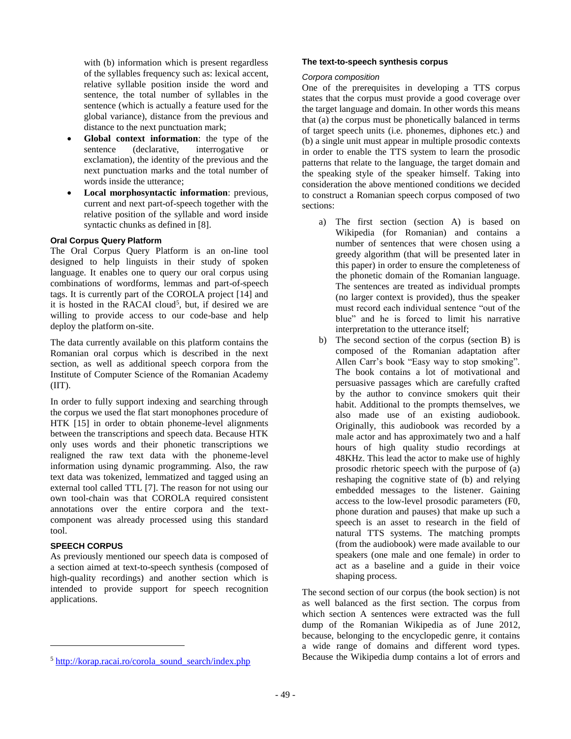with (b) information which is present regardless of the syllables frequency such as: lexical accent, relative syllable position inside the word and sentence, the total number of syllables in the sentence (which is actually a feature used for the global variance), distance from the previous and distance to the next punctuation mark;

- **Global context information**: the type of the sentence (declarative, interrogative or exclamation), the identity of the previous and the next punctuation marks and the total number of words inside the utterance;
- **Local morphosyntactic information**: previous, current and next part-of-speech together with the relative position of the syllable and word inside syntactic chunks as defined in [8].

### Oral Corpus Query Platform

The Oral Corpus Query Platform is an on-line tool designed to help linguists in their study of spoken language. It enables one to query our oral corpus using combinations of wordforms, lemmas and part-of-speech tags. It is currently part of the COROLA project [14] and it is hosted in the RACAI cloud[5], but, if desired we are willing to provide access to our code-base and help deploy the platform on-site.

The data currently available on this platform contains the Romanian oral corpus which is described in the next section, as well as additional speech corpora from the Institute of Computer Science of the Romanian Academy (IIT).

In order to fully support indexing and searching through the corpus we used the flat start monophones procedure of HTK [15] in order to obtain phoneme-level alignments between the transcriptions and speech data. Because HTK only uses words and their phonetic transcriptions we realigned the raw text data with the phoneme-level information using dynamic programming. Also, the raw text data was tokenized, lemmatized and tagged using an external tool called TTL [7]. The reason for not using our own tool-chain was that COROLA required consistent annotations over the entire corpora and the text-component was already processed using this standard tool.

## SPEECH CORPUS

As previously mentioned our speech data is composed of a section aimed at text-to-speech synthesis (composed of high-quality recordings) and another section which is intended to provide support for speech recognition applications.

[5] http://korap.racai.ro/corola_sound_search/index.php

### The text-to-speech synthesis corpus

*Corpora composition*

One of the prerequisites in developing a TTS corpus states that the corpus must provide a good coverage over the target language and domain. In other words this means that (a) the corpus must be phonetically balanced in terms of target speech units (i.e. phonemes, diphones etc.) and (b) a single unit must appear in multiple prosodic contexts in order to enable the TTS system to learn the prosodic patterns that relate to the language, the target domain and the speaking style of the speaker himself. Taking into consideration the above mentioned conditions we decided to construct a Romanian speech corpus composed of two sections:

a) The first section (section A) is based on Wikipedia (for Romanian) and contains a number of sentences that were chosen using a greedy algorithm (that will be presented later in this paper) in order to ensure the completeness of the phonetic domain of the Romanian language. The sentences are treated as individual prompts (no larger context is provided), thus the speaker must record each individual sentence "out of the blue" and he is forced to limit his narrative interpretation to the utterance itself;

b) The second section of the corpus (section B) is composed of the Romanian adaptation after Allen Carr's book "Easy way to stop smoking". The book contains a lot of motivational and persuasive passages which are carefully crafted by the author to convince smokers quit their habit. Additional to the prompts themselves, we also made use of an existing audiobook. Originally, this audiobook was recorded by a male actor and has approximately two and a half hours of high quality studio recordings at 48KHz. This lead the actor to make use of highly prosodic rhetoric speech with the purpose of (a) reshaping the cognitive state of (b) and relying embedded messages to the listener. Gaining access to the low-level prosodic parameters (F0, phone duration and pauses) that make up such a speech is an asset to research in the field of natural TTS systems. The matching prompts (from the audiobook) were made available to our speakers (one male and one female) in order to act as a baseline and a guide in their voice shaping process.

The second section of our corpus (the book section) is not as well balanced as the first section. The corpus from which section A sentences were extracted was the full dump of the Romanian Wikipedia as of June 2012, because, belonging to the encyclopedic genre, it contains a wide range of domains and different word types. Because the Wikipedia dump contains a lot of errors and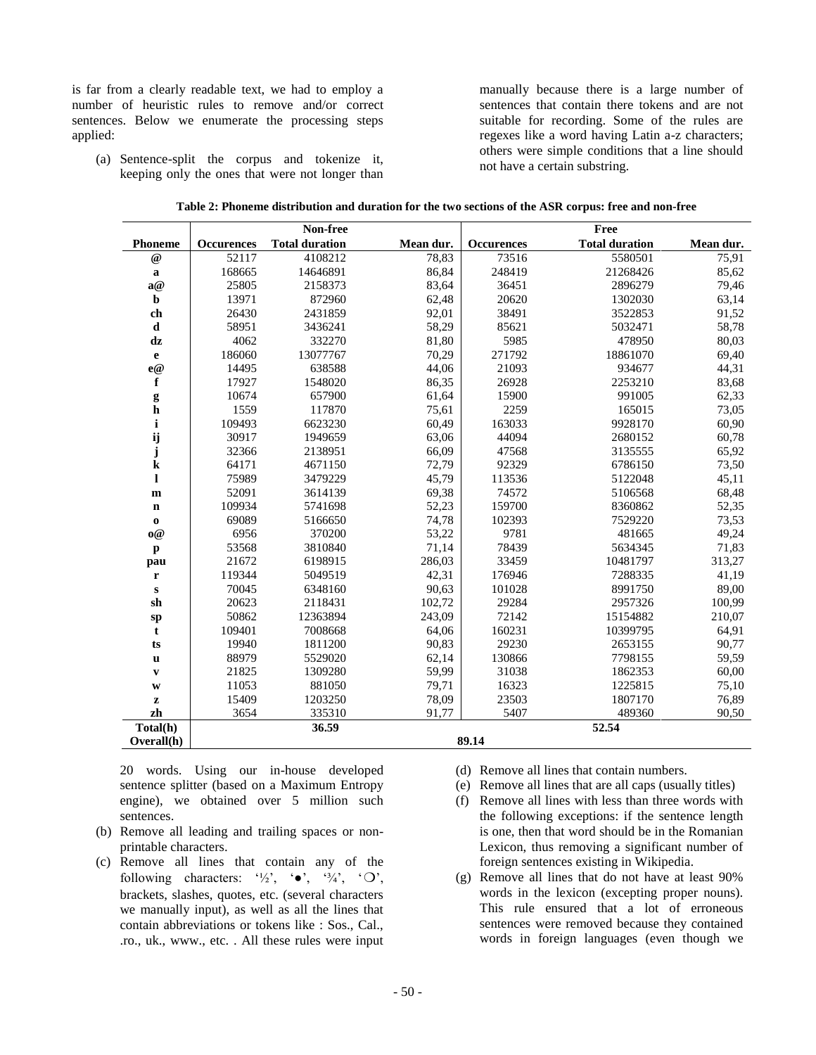is far from a clearly readable text, we had to employ a number of heuristic rules to remove and/or correct sentences. Below we enumerate the processing steps applied:

(a) Sentence-split the corpus and tokenize it, keeping only the ones that were not longer than 20 words. Using our in-house developed sentence splitter (based on a Maximum Entropy engine), we obtained over 5 million such sentences.

(b) Remove all leading and trailing spaces or non-printable characters.

(c) Remove all lines that contain any of the following characters: '½', '●', '¾', '❍', brackets, slashes, quotes, etc. (several characters we manually input), as well as all the lines that contain abbreviations or tokens like : Sos., Cal., .ro., uk., www., etc. . All these rules were input manually because there is a large number of sentences that contain there tokens and are not suitable for recording. Some of the rules are regexes like a word having Latin a-z characters; others were simple conditions that a line should not have a certain substring.

(d) Remove all lines that contain numbers.

(e) Remove all lines that are all caps (usually titles)

(f) Remove all lines with less than three words with the following exceptions: if the sentence length is one, then that word should be in the Romanian Lexicon, thus removing a significant number of foreign sentences existing in Wikipedia.

(g) Remove all lines that do not have at least 90% words in the lexicon (excepting proper nouns). This rule ensured that a lot of erroneous sentences were removed because they contained words in foreign languages (even though we

**Table 2: Phoneme distribution and duration for the two sections of the ASR corpus: free and non-free**

| | Non-free | | | Free | | |
|---|---|---|---|---|---|---|
| **Phoneme** | **Occurences** | **Total duration** | **Mean dur.** | **Occurences** | **Total duration** | **Mean dur.** |
| **@** | 52117 | 4108212 | 78,83 | 73516 | 5580501 | 75,91 |
| **a** | 168665 | 14646891 | 86,84 | 248419 | 21268426 | 85,62 |
| **a@** | 25805 | 2158373 | 83,64 | 36451 | 2896279 | 79,46 |
| **b** | 13971 | 872960 | 62,48 | 20620 | 1302030 | 63,14 |
| **ch** | 26430 | 2431859 | 92,01 | 38491 | 3522853 | 91,52 |
| **d** | 58951 | 3436241 | 58,29 | 85621 | 5032471 | 58,78 |
| **dz** | 4062 | 332270 | 81,80 | 5985 | 478950 | 80,03 |
| **e** | 186060 | 13077767 | 70,29 | 271792 | 18861070 | 69,40 |
| **e@** | 14495 | 638588 | 44,06 | 21093 | 934677 | 44,31 |
| **f** | 17927 | 1548020 | 86,35 | 26928 | 2253210 | 83,68 |
| **g** | 10674 | 657900 | 61,64 | 15900 | 991005 | 62,33 |
| **h** | 1559 | 117870 | 75,61 | 2259 | 165015 | 73,05 |
| **i** | 109493 | 6623230 | 60,49 | 163033 | 9928170 | 60,90 |
| **ij** | 30917 | 1949659 | 63,06 | 44094 | 2680152 | 60,78 |
| **j** | 32366 | 2138951 | 66,09 | 47568 | 3135555 | 65,92 |
| **k** | 64171 | 4671150 | 72,79 | 92329 | 6786150 | 73,50 |
| **l** | 75989 | 3479229 | 45,79 | 113536 | 5122048 | 45,11 |
| **m** | 52091 | 3614139 | 69,38 | 74572 | 5106568 | 68,48 |
| **n** | 109934 | 5741698 | 52,23 | 159700 | 8360862 | 52,35 |
| **o** | 69089 | 5166650 | 74,78 | 102393 | 7529220 | 73,53 |
| **o@** | 6956 | 370200 | 53,22 | 9781 | 481665 | 49,24 |
| **p** | 53568 | 3810840 | 71,14 | 78439 | 5634345 | 71,83 |
| **pau** | 21672 | 6198915 | 286,03 | 33459 | 10481797 | 313,27 |
| **r** | 119344 | 5049519 | 42,31 | 176946 | 7288335 | 41,19 |
| **s** | 70045 | 6348160 | 90,63 | 101028 | 8991750 | 89,00 |
| **sh** | 20623 | 2118431 | 102,72 | 29284 | 2957326 | 100,99 |
| **sp** | 50862 | 12363894 | 243,09 | 72142 | 15154882 | 210,07 |
| **t** | 109401 | 7008668 | 64,06 | 160231 | 10399795 | 64,91 |
| **ts** | 19940 | 1811200 | 90,83 | 29230 | 2653155 | 90,77 |
| **u** | 88979 | 5529020 | 62,14 | 130866 | 7798155 | 59,59 |
| **v** | 21825 | 1309280 | 59,99 | 31038 | 1862353 | 60,00 |
| **w** | 11053 | 881050 | 79,71 | 16323 | 1225815 | 75,10 |
| **z** | 15409 | 1203250 | 78,09 | 23503 | 1807170 | 76,89 |
| **zh** | 3654 | 335310 | 91,77 | 5407 | 489360 | 90,50 |
| **Total(h)** | | **36.59** | | | **52.54** | |
| **Overall(h)** | | | | **89.14** | | |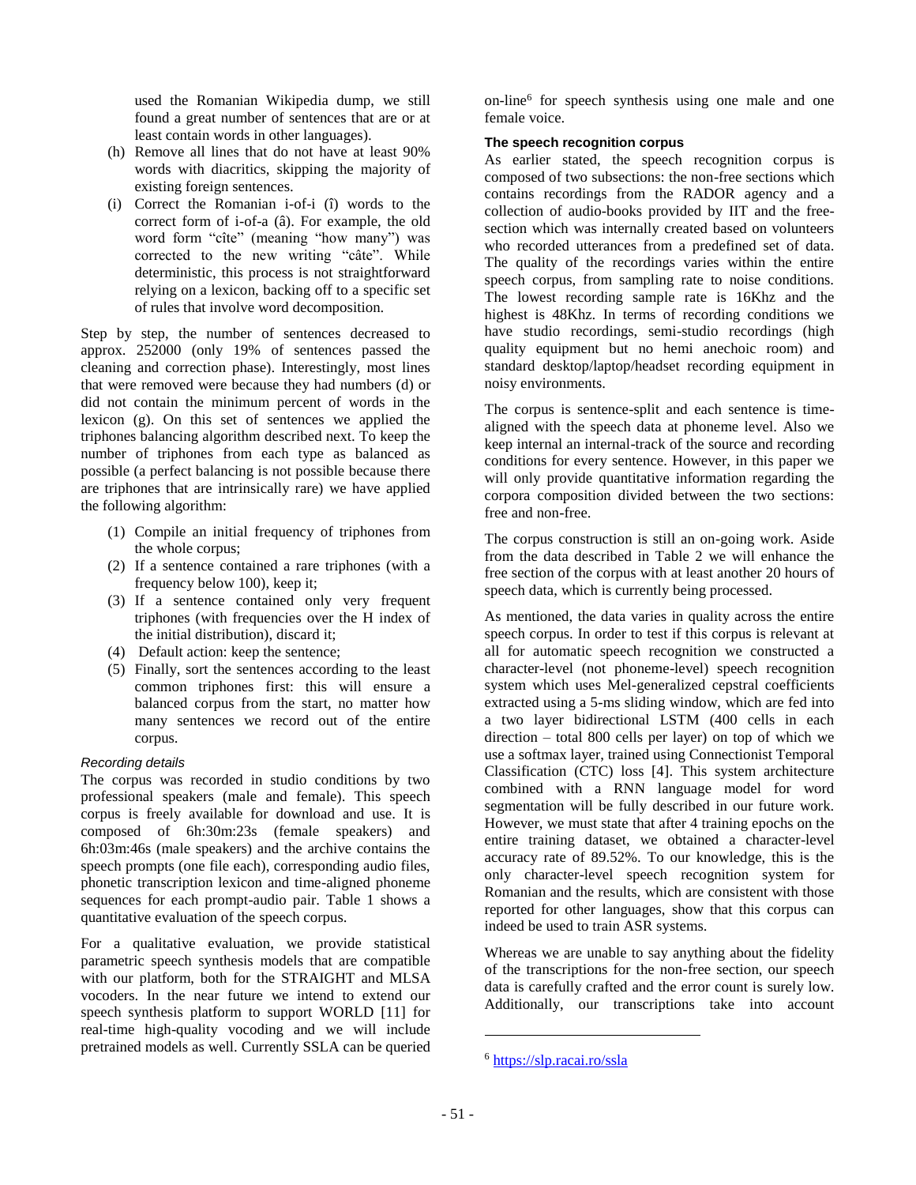used the Romanian Wikipedia dump, we still found a great number of sentences that are or at least contain words in other languages).

(h) Remove all lines that do not have at least 90% words with diacritics, skipping the majority of existing foreign sentences.

(i) Correct the Romanian i-of-i (î) words to the correct form of i-of-a (â). For example, the old word form "cîte" (meaning "how many") was corrected to the new writing "câte". While deterministic, this process is not straightforward relying on a lexicon, backing off to a specific set of rules that involve word decomposition.

Step by step, the number of sentences decreased to approx. 252000 (only 19% of sentences passed the cleaning and correction phase). Interestingly, most lines that were removed were because they had numbers (d) or did not contain the minimum percent of words in the lexicon (g). On this set of sentences we applied the triphones balancing algorithm described next. To keep the number of triphones from each type as balanced as possible (a perfect balancing is not possible because there are triphones that are intrinsically rare) we have applied the following algorithm:

1. Compile an initial frequency of triphones from the whole corpus;
2. If a sentence contained a rare triphones (with a frequency below 100), keep it;
3. If a sentence contained only very frequent triphones (with frequencies over the H index of the initial distribution), discard it;
4. Default action: keep the sentence;
5. Finally, sort the sentences according to the least common triphones first: this will ensure a balanced corpus from the start, no matter how many sentences we record out of the entire corpus.

*Recording details*

The corpus was recorded in studio conditions by two professional speakers (male and female). This speech corpus is freely available for download and use. It is composed of 6h:30m:23s (female speakers) and 6h:03m:46s (male speakers) and the archive contains the speech prompts (one file each), corresponding audio files, phonetic transcription lexicon and time-aligned phoneme sequences for each prompt-audio pair. Table 1 shows a quantitative evaluation of the speech corpus.

For a qualitative evaluation, we provide statistical parametric speech synthesis models that are compatible with our platform, both for the STRAIGHT and MLSA vocoders. In the near future we intend to extend our speech synthesis platform to support WORLD [11] for real-time high-quality vocoding and we will include pretrained models as well. Currently SSLA can be queried on-line[6] for speech synthesis using one male and one female voice.

**The speech recognition corpus**

As earlier stated, the speech recognition corpus is composed of two subsections: the non-free sections which contains recordings from the RADOR agency and a collection of audio-books provided by IIT and the free-section which was internally created based on volunteers who recorded utterances from a predefined set of data. The quality of the recordings varies within the entire speech corpus, from sampling rate to noise conditions. The lowest recording sample rate is 16Khz and the highest is 48Khz. In terms of recording conditions we have studio recordings, semi-studio recordings (high quality equipment but no hemi anechoic room) and standard desktop/laptop/headset recording equipment in noisy environments.

The corpus is sentence-split and each sentence is time-aligned with the speech data at phoneme level. Also we keep internal an internal-track of the source and recording conditions for every sentence. However, in this paper we will only provide quantitative information regarding the corpora composition divided between the two sections: free and non-free.

The corpus construction is still an on-going work. Aside from the data described in Table 2 we will enhance the free section of the corpus with at least another 20 hours of speech data, which is currently being processed.

As mentioned, the data varies in quality across the entire speech corpus. In order to test if this corpus is relevant at all for automatic speech recognition we constructed a character-level (not phoneme-level) speech recognition system which uses Mel-generalized cepstral coefficients extracted using a 5-ms sliding window, which are fed into a two layer bidirectional LSTM (400 cells in each direction – total 800 cells per layer) on top of which we use a softmax layer, trained using Connectionist Temporal Classification (CTC) loss [4]. This system architecture combined with a RNN language model for word segmentation will be fully described in our future work. However, we must state that after 4 training epochs on the entire training dataset, we obtained a character-level accuracy rate of 89.52%. To our knowledge, this is the only character-level speech recognition system for Romanian and the results, which are consistent with those reported for other languages, show that this corpus can indeed be used to train ASR systems.

Whereas we are unable to say anything about the fidelity of the transcriptions for the non-free section, our speech data is carefully crafted and the error count is surely low. Additionally, our transcriptions take into account

[6] https://slp.racai.ro/ssla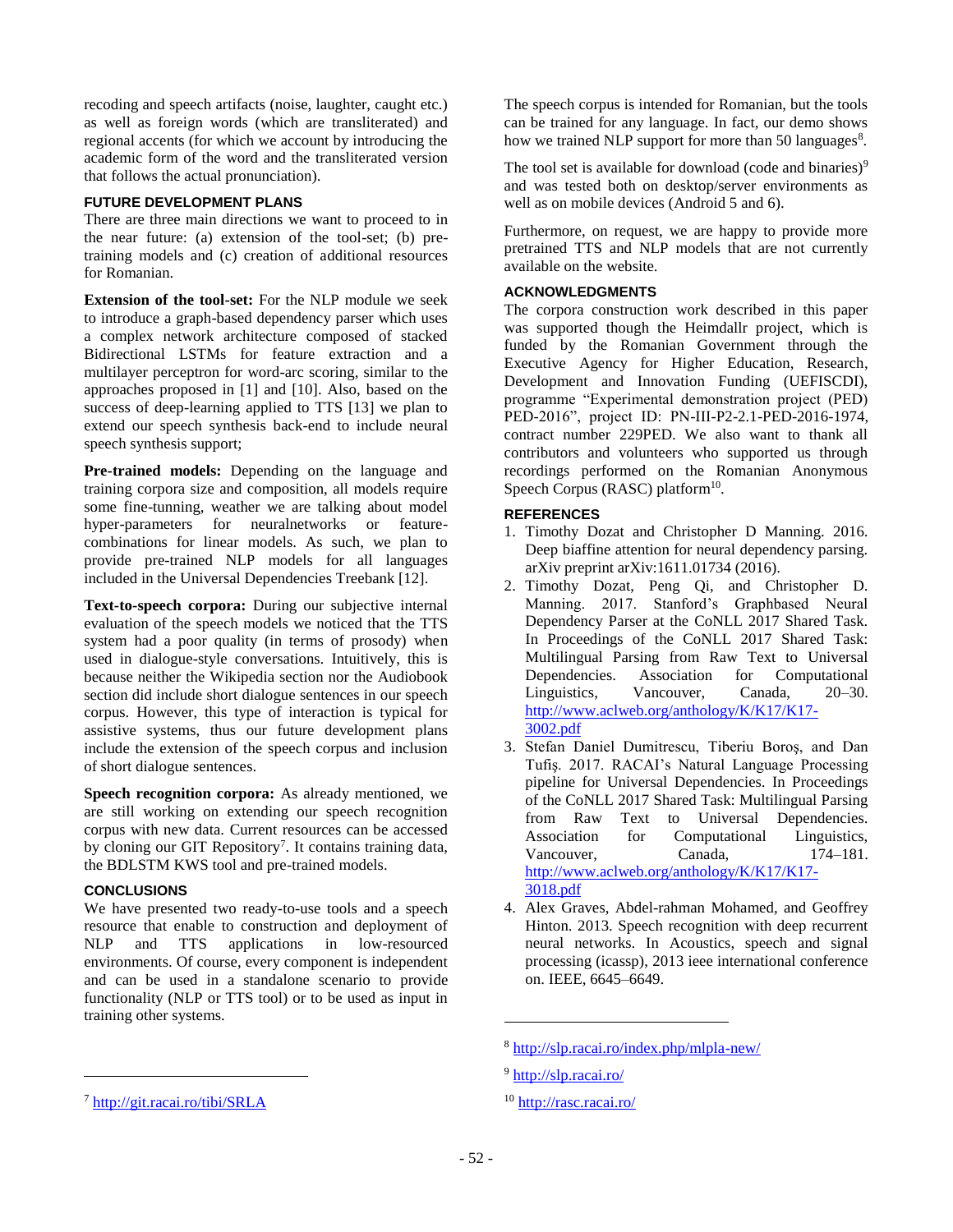recoding and speech artifacts (noise, laughter, caught etc.) as well as foreign words (which are transliterated) and regional accents (for which we account by introducing the academic form of the word and the transliterated version that follows the actual pronunciation).

## FUTURE DEVELOPMENT PLANS

There are three main directions we want to proceed to in the near future: (a) extension of the tool-set; (b) pre-training models and (c) creation of additional resources for Romanian.

**Extension of the tool-set:** For the NLP module we seek to introduce a graph-based dependency parser which uses a complex network architecture composed of stacked Bidirectional LSTMs for feature extraction and a multilayer perceptron for word-arc scoring, similar to the approaches proposed in [1] and [10]. Also, based on the success of deep-learning applied to TTS [13] we plan to extend our speech synthesis back-end to include neural speech synthesis support;

**Pre-trained models:** Depending on the language and training corpora size and composition, all models require some fine-tunning, weather we are talking about model hyper-parameters for neuralnetworks or feature-combinations for linear models. As such, we plan to provide pre-trained NLP models for all languages included in the Universal Dependencies Treebank [12].

**Text-to-speech corpora:** During our subjective internal evaluation of the speech models we noticed that the TTS system had a poor quality (in terms of prosody) when used in dialogue-style conversations. Intuitively, this is because neither the Wikipedia section nor the Audiobook section did include short dialogue sentences in our speech corpus. However, this type of interaction is typical for assistive systems, thus our future development plans include the extension of the speech corpus and inclusion of short dialogue sentences.

**Speech recognition corpora:** As already mentioned, we are still working on extending our speech recognition corpus with new data. Current resources can be accessed by cloning our GIT Repository[7]. It contains training data, the BDLSTM KWS tool and pre-trained models.

## CONCLUSIONS

We have presented two ready-to-use tools and a speech resource that enable to construction and deployment of NLP and TTS applications in low-resourced environments. Of course, every component is independent and can be used in a standalone scenario to provide functionality (NLP or TTS tool) or to be used as input in training other systems.

The speech corpus is intended for Romanian, but the tools can be trained for any language. In fact, our demo shows how we trained NLP support for more than 50 languages[8].

The tool set is available for download (code and binaries)[9] and was tested both on desktop/server environments as well as on mobile devices (Android 5 and 6).

Furthermore, on request, we are happy to provide more pretrained TTS and NLP models that are not currently available on the website.

## ACKNOWLEDGMENTS

The corpora construction work described in this paper was supported though the Heimdallr project, which is funded by the Romanian Government through the Executive Agency for Higher Education, Research, Development and Innovation Funding (UEFISCDI), programme "Experimental demonstration project (PED) PED-2016", project ID: PN-III-P2-2.1-PED-2016-1974, contract number 229PED. We also want to thank all contributors and volunteers who supported us through recordings performed on the Romanian Anonymous Speech Corpus (RASC) platform[10].

## REFERENCES

1. Timothy Dozat and Christopher D Manning. 2016. Deep biaffine attention for neural dependency parsing. arXiv preprint arXiv:1611.01734 (2016).
2. Timothy Dozat, Peng Qi, and Christopher D. Manning. 2017. Stanford's Graphbased Neural Dependency Parser at the CoNLL 2017 Shared Task. In Proceedings of the CoNLL 2017 Shared Task: Multilingual Parsing from Raw Text to Universal Dependencies. Association for Computational Linguistics, Vancouver, Canada, 20–30. http://www.aclweb.org/anthology/K/K17/K17-3002.pdf
3. Stefan Daniel Dumitrescu, Tiberiu Boroş, and Dan Tufiş. 2017. RACAI's Natural Language Processing pipeline for Universal Dependencies. In Proceedings of the CoNLL 2017 Shared Task: Multilingual Parsing from Raw Text to Universal Dependencies. Association for Computational Linguistics, Vancouver, Canada, 174–181. http://www.aclweb.org/anthology/K/K17/K17-3018.pdf
4. Alex Graves, Abdel-rahman Mohamed, and Geoffrey Hinton. 2013. Speech recognition with deep recurrent neural networks. In Acoustics, speech and signal processing (icassp), 2013 ieee international conference on. IEEE, 6645–6649.

---

[7] http://git.racai.ro/tibi/SRLA

[8] http://slp.racai.ro/index.php/mlpla-new/

[9] http://slp.racai.ro/

[10] http://rasc.racai.ro/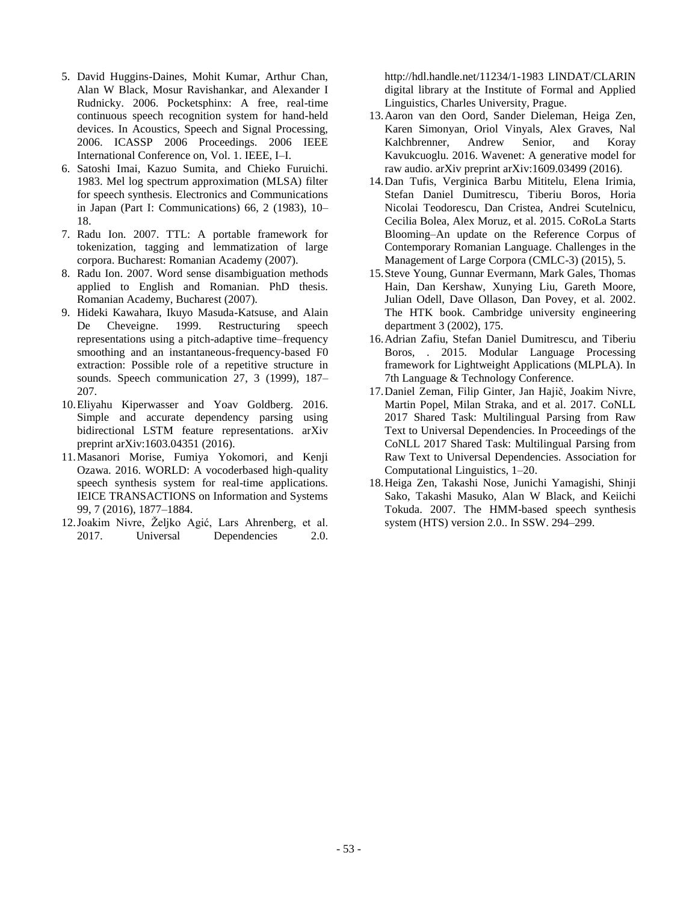5. David Huggins-Daines, Mohit Kumar, Arthur Chan, Alan W Black, Mosur Ravishankar, and Alexander I Rudnicky. 2006. Pocketsphinx: A free, real-time continuous speech recognition system for hand-held devices. In Acoustics, Speech and Signal Processing, 2006. ICASSP 2006 Proceedings. 2006 IEEE International Conference on, Vol. 1. IEEE, I–I.
6. Satoshi Imai, Kazuo Sumita, and Chieko Furuichi. 1983. Mel log spectrum approximation (MLSA) filter for speech synthesis. Electronics and Communications in Japan (Part I: Communications) 66, 2 (1983), 10–18.
7. Radu Ion. 2007. TTL: A portable framework for tokenization, tagging and lemmatization of large corpora. Bucharest: Romanian Academy (2007).
8. Radu Ion. 2007. Word sense disambiguation methods applied to English and Romanian. PhD thesis. Romanian Academy, Bucharest (2007).
9. Hideki Kawahara, Ikuyo Masuda-Katsuse, and Alain De Cheveigne. 1999. Restructuring speech representations using a pitch-adaptive time–frequency smoothing and an instantaneous-frequency-based F0 extraction: Possible role of a repetitive structure in sounds. Speech communication 27, 3 (1999), 187–207.
10. Eliyahu Kiperwasser and Yoav Goldberg. 2016. Simple and accurate dependency parsing using bidirectional LSTM feature representations. arXiv preprint arXiv:1603.04351 (2016).
11. Masanori Morise, Fumiya Yokomori, and Kenji Ozawa. 2016. WORLD: A vocoderbased high-quality speech synthesis system for real-time applications. IEICE TRANSACTIONS on Information and Systems 99, 7 (2016), 1877–1884.
12. Joakim Nivre, Željko Agić, Lars Ahrenberg, et al. 2017. Universal Dependencies 2.0. http://hdl.handle.net/11234/1-1983 LINDAT/CLARIN digital library at the Institute of Formal and Applied Linguistics, Charles University, Prague.
13. Aaron van den Oord, Sander Dieleman, Heiga Zen, Karen Simonyan, Oriol Vinyals, Alex Graves, Nal Kalchbrenner, Andrew Senior, and Koray Kavukcuoglu. 2016. Wavenet: A generative model for raw audio. arXiv preprint arXiv:1609.03499 (2016).
14. Dan Tufis, Verginica Barbu Mititelu, Elena Irimia, Stefan Daniel Dumitrescu, Tiberiu Boros, Horia Nicolai Teodorescu, Dan Cristea, Andrei Scutelnicu, Cecilia Bolea, Alex Moruz, et al. 2015. CoRoLa Starts Blooming–An update on the Reference Corpus of Contemporary Romanian Language. Challenges in the Management of Large Corpora (CMLC-3) (2015), 5.
15. Steve Young, Gunnar Evermann, Mark Gales, Thomas Hain, Dan Kershaw, Xunying Liu, Gareth Moore, Julian Odell, Dave Ollason, Dan Povey, et al. 2002. The HTK book. Cambridge university engineering department 3 (2002), 175.
16. Adrian Zafiu, Stefan Daniel Dumitrescu, and Tiberiu Boros, . 2015. Modular Language Processing framework for Lightweight Applications (MLPLA). In 7th Language & Technology Conference.
17. Daniel Zeman, Filip Ginter, Jan Hajič, Joakim Nivre, Martin Popel, Milan Straka, and et al. 2017. CoNLL 2017 Shared Task: Multilingual Parsing from Raw Text to Universal Dependencies. In Proceedings of the CoNLL 2017 Shared Task: Multilingual Parsing from Raw Text to Universal Dependencies. Association for Computational Linguistics, 1–20.
18. Heiga Zen, Takashi Nose, Junichi Yamagishi, Shinji Sako, Takashi Masuko, Alan W Black, and Keiichi Tokuda. 2007. The HMM-based speech synthesis system (HTS) version 2.0.. In SSW. 294–299.